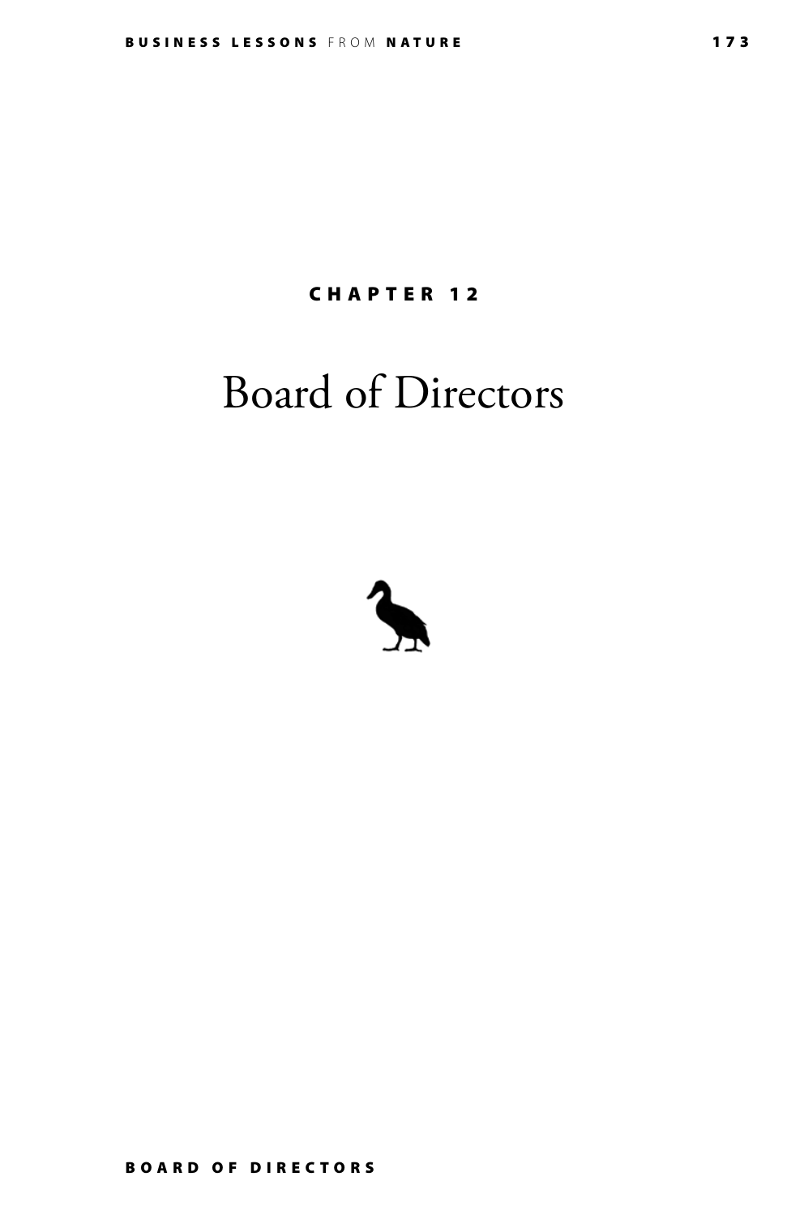## CHAPTER 12

# Board of Directors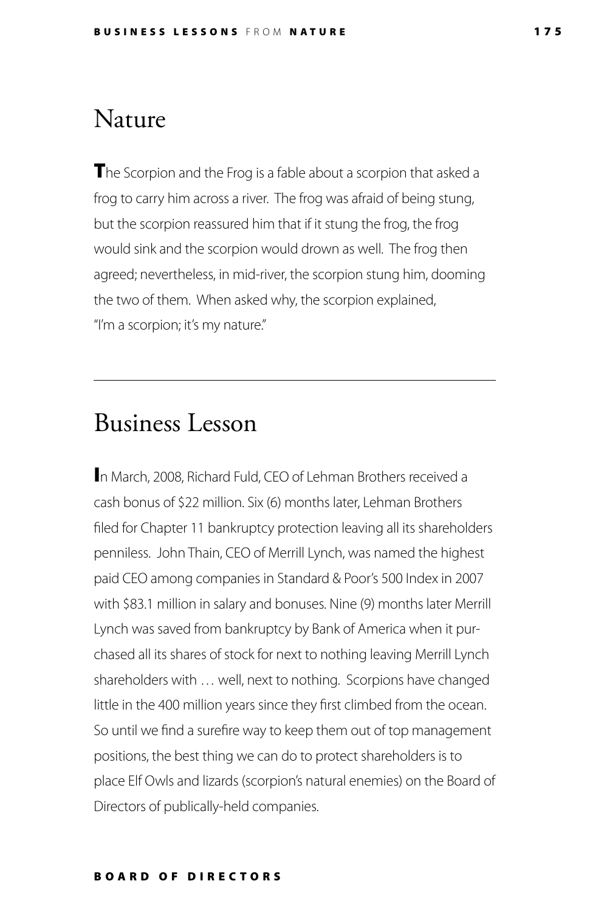## Nature

The Scorpion and the Frog is a fable about a scorpion that asked a frog to carry him across a river. The frog was afraid of being stung, but the scorpion reassured him that if it stung the frog, the frog would sink and the scorpion would drown as well. The frog then agreed; nevertheless, in mid-river, the scorpion stung him, dooming the two of them. When asked why, the scorpion explained, "I'm a scorpion; it's my nature."

---

## Business Lesson

In March, 2008, Richard Fuld, CEO of Lehman Brothers received a cash bonus of $22 million. Six (6) months later, Lehman Brothers filed for Chapter 11 bankruptcy protection leaving all its shareholders penniless. John Thain, CEO of Merrill Lynch, was named the highest paid CEO among companies in Standard & Poor's 500 Index in 2007 with $83.1 million in salary and bonuses. Nine (9) months later Merrill Lynch was saved from bankruptcy by Bank of America when it purchased all its shares of stock for next to nothing leaving Merrill Lynch shareholders with … well, next to nothing. Scorpions have changed little in the 400 million years since they first climbed from the ocean. So until we find a surefire way to keep them out of top management positions, the best thing we can do to protect shareholders is to place Elf Owls and lizards (scorpion's natural enemies) on the Board of Directors of publically-held companies.

**BOARD OF DIRECTORS**